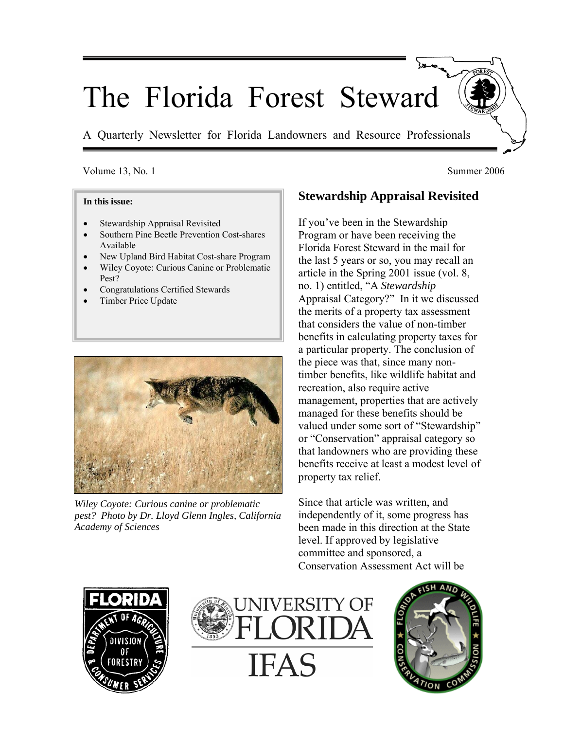# The Florida Forest Steward

A Quarterly Newsletter for Florida Landowners and Resource Professionals

Volume 13, No. 1 Summer 2006

**In this issue:**

- Stewardship Appraisal Revisited
- Southern Pine Beetle Prevention Cost-shares Available
- New Upland Bird Habitat Cost-share Program
- Wiley Coyote: Curious Canine or Problematic Pest?
- Congratulations Certified Stewards
- Timber Price Update

*Wiley Coyote: Curious canine or problematic pest? Photo by Dr. Lloyd Glenn Ingles, California Academy of Sciences*

## Stewardship Appraisal Revisited

If you've been in the Stewardship Program or have been receiving the Florida Forest Steward in the mail for the last 5 years or so, you may recall an article in the Spring 2001 issue (vol. 8, no. 1) entitled, "A *Stewardship* Appraisal Category?" In it we discussed the merits of a property tax assessment that considers the value of non-timber benefits in calculating property taxes for a particular property. The conclusion of the piece was that, since many non-timber benefits, like wildlife habitat and recreation, also require active management, properties that are actively managed for these benefits should be valued under some sort of "Stewardship" or "Conservation" appraisal category so that landowners who are providing these benefits receive at least a modest level of property tax relief.

Since that article was written, and independently of it, some progress has been made in this direction at the State level. If approved by legislative committee and sponsored, a Conservation Assessment Act will be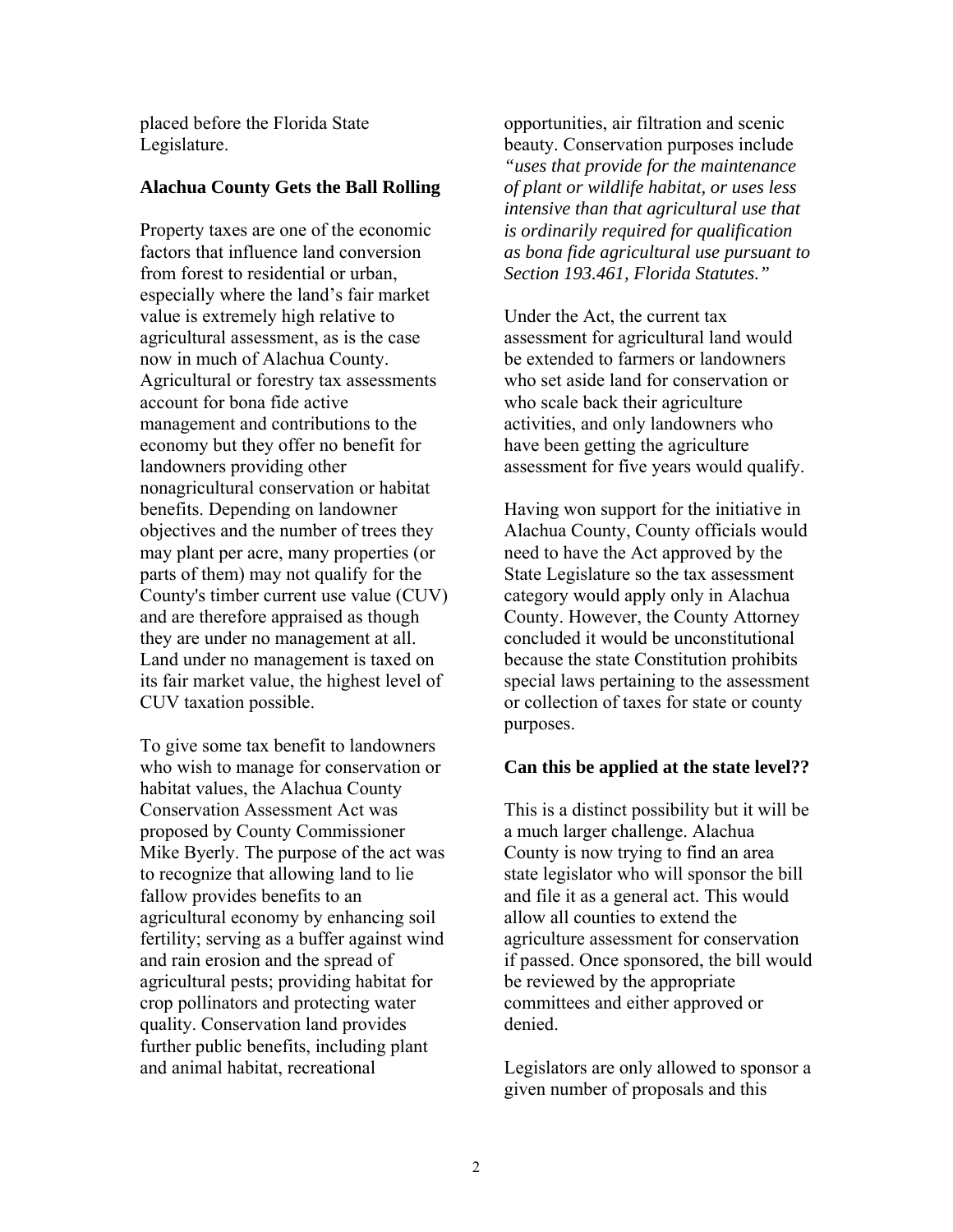placed before the Florida State Legislature.

## Alachua County Gets the Ball Rolling

Property taxes are one of the economic factors that influence land conversion from forest to residential or urban, especially where the land's fair market value is extremely high relative to agricultural assessment, as is the case now in much of Alachua County. Agricultural or forestry tax assessments account for bona fide active management and contributions to the economy but they offer no benefit for landowners providing other nonagricultural conservation or habitat benefits. Depending on landowner objectives and the number of trees they may plant per acre, many properties (or parts of them) may not qualify for the County's timber current use value (CUV) and are therefore appraised as though they are under no management at all. Land under no management is taxed on its fair market value, the highest level of CUV taxation possible.

To give some tax benefit to landowners who wish to manage for conservation or habitat values, the Alachua County Conservation Assessment Act was proposed by County Commissioner Mike Byerly. The purpose of the act was to recognize that allowing land to lie fallow provides benefits to an agricultural economy by enhancing soil fertility; serving as a buffer against wind and rain erosion and the spread of agricultural pests; providing habitat for crop pollinators and protecting water quality. Conservation land provides further public benefits, including plant and animal habitat, recreational opportunities, air filtration and scenic beauty. Conservation purposes include *"uses that provide for the maintenance of plant or wildlife habitat, or uses less intensive than that agricultural use that is ordinarily required for qualification as bona fide agricultural use pursuant to Section 193.461, Florida Statutes."*

Under the Act, the current tax assessment for agricultural land would be extended to farmers or landowners who set aside land for conservation or who scale back their agriculture activities, and only landowners who have been getting the agriculture assessment for five years would qualify.

Having won support for the initiative in Alachua County, County officials would need to have the Act approved by the State Legislature so the tax assessment category would apply only in Alachua County. However, the County Attorney concluded it would be unconstitutional because the state Constitution prohibits special laws pertaining to the assessment or collection of taxes for state or county purposes.

## Can this be applied at the state level??

This is a distinct possibility but it will be a much larger challenge. Alachua County is now trying to find an area state legislator who will sponsor the bill and file it as a general act. This would allow all counties to extend the agriculture assessment for conservation if passed. Once sponsored, the bill would be reviewed by the appropriate committees and either approved or denied.

Legislators are only allowed to sponsor a given number of proposals and this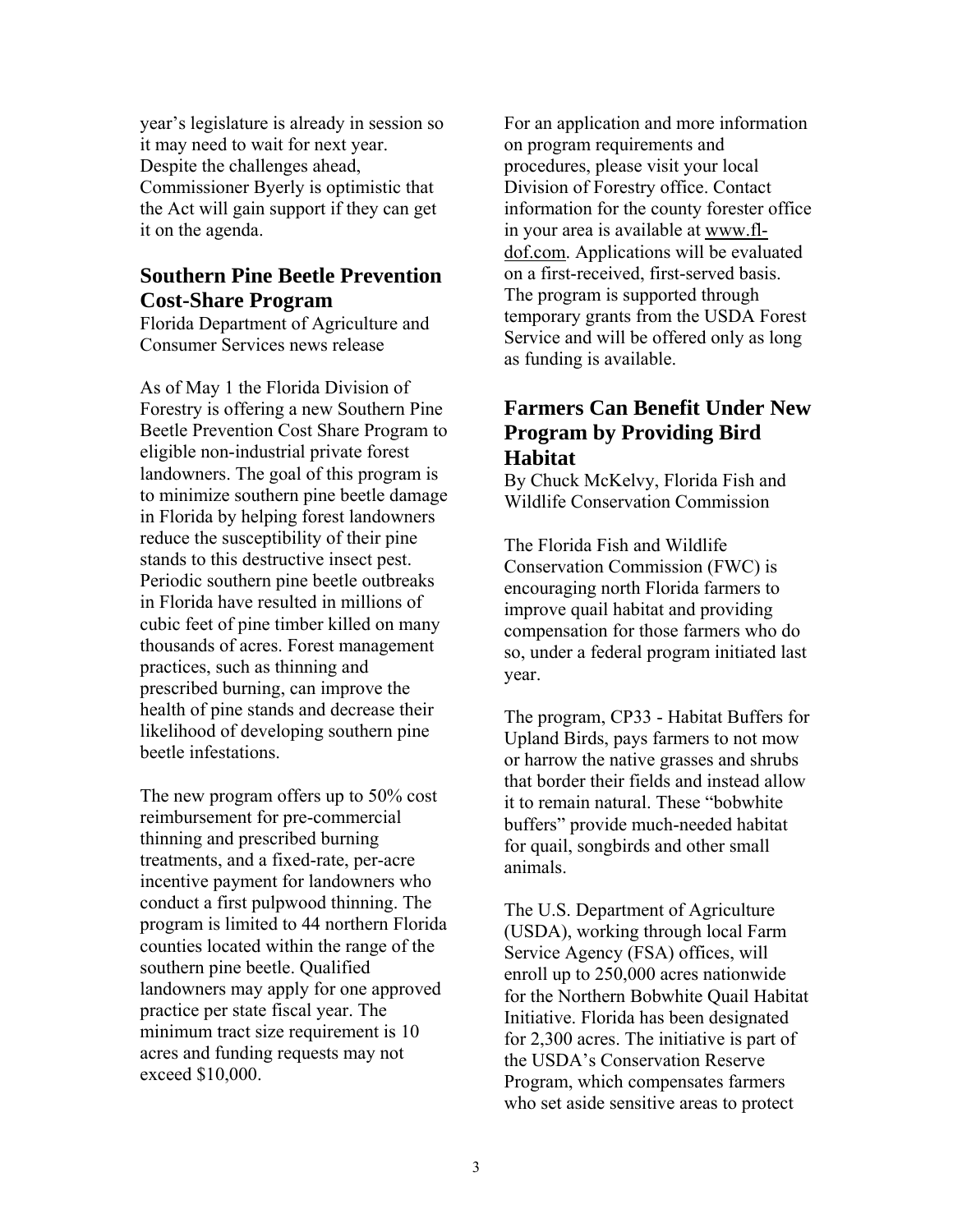year's legislature is already in session so it may need to wait for next year. Despite the challenges ahead, Commissioner Byerly is optimistic that the Act will gain support if they can get it on the agenda.

## Southern Pine Beetle Prevention Cost-Share Program

Florida Department of Agriculture and Consumer Services news release

As of May 1 the Florida Division of Forestry is offering a new Southern Pine Beetle Prevention Cost Share Program to eligible non-industrial private forest landowners. The goal of this program is to minimize southern pine beetle damage in Florida by helping forest landowners reduce the susceptibility of their pine stands to this destructive insect pest. Periodic southern pine beetle outbreaks in Florida have resulted in millions of cubic feet of pine timber killed on many thousands of acres. Forest management practices, such as thinning and prescribed burning, can improve the health of pine stands and decrease their likelihood of developing southern pine beetle infestations.

The new program offers up to 50% cost reimbursement for pre-commercial thinning and prescribed burning treatments, and a fixed-rate, per-acre incentive payment for landowners who conduct a first pulpwood thinning. The program is limited to 44 northern Florida counties located within the range of the southern pine beetle. Qualified landowners may apply for one approved practice per state fiscal year. The minimum tract size requirement is 10 acres and funding requests may not exceed $10,000.

For an application and more information on program requirements and procedures, please visit your local Division of Forestry office. Contact information for the county forester office in your area is available at www.fl-dof.com. Applications will be evaluated on a first-received, first-served basis. The program is supported through temporary grants from the USDA Forest Service and will be offered only as long as funding is available.

## Farmers Can Benefit Under New Program by Providing Bird Habitat

By Chuck McKelvy, Florida Fish and Wildlife Conservation Commission

The Florida Fish and Wildlife Conservation Commission (FWC) is encouraging north Florida farmers to improve quail habitat and providing compensation for those farmers who do so, under a federal program initiated last year.

The program, CP33 - Habitat Buffers for Upland Birds, pays farmers to not mow or harrow the native grasses and shrubs that border their fields and instead allow it to remain natural. These "bobwhite buffers" provide much-needed habitat for quail, songbirds and other small animals.

The U.S. Department of Agriculture (USDA), working through local Farm Service Agency (FSA) offices, will enroll up to 250,000 acres nationwide for the Northern Bobwhite Quail Habitat Initiative. Florida has been designated for 2,300 acres. The initiative is part of the USDA's Conservation Reserve Program, which compensates farmers who set aside sensitive areas to protect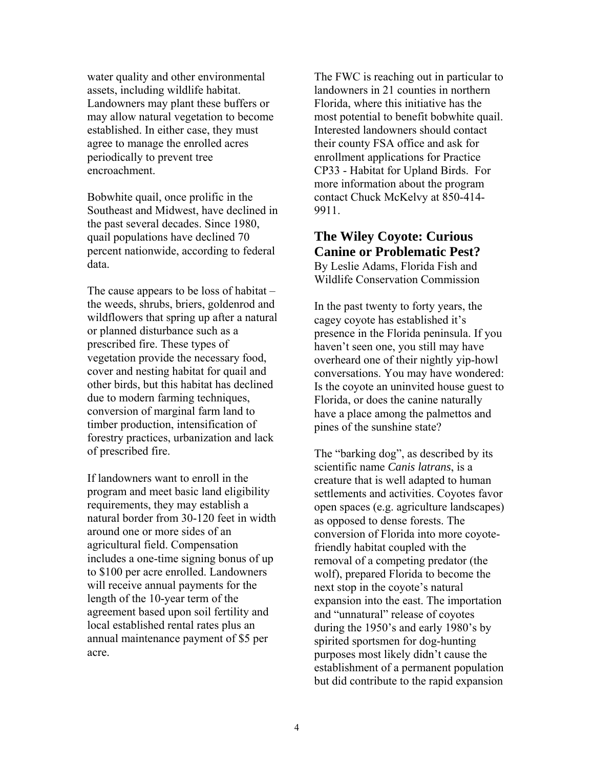water quality and other environmental assets, including wildlife habitat. Landowners may plant these buffers or may allow natural vegetation to become established. In either case, they must agree to manage the enrolled acres periodically to prevent tree encroachment.

Bobwhite quail, once prolific in the Southeast and Midwest, have declined in the past several decades. Since 1980, quail populations have declined 70 percent nationwide, according to federal data.

The cause appears to be loss of habitat – the weeds, shrubs, briers, goldenrod and wildflowers that spring up after a natural or planned disturbance such as a prescribed fire. These types of vegetation provide the necessary food, cover and nesting habitat for quail and other birds, but this habitat has declined due to modern farming techniques, conversion of marginal farm land to timber production, intensification of forestry practices, urbanization and lack of prescribed fire.

If landowners want to enroll in the program and meet basic land eligibility requirements, they may establish a natural border from 30-120 feet in width around one or more sides of an agricultural field. Compensation includes a one-time signing bonus of up to $100 per acre enrolled. Landowners will receive annual payments for the length of the 10-year term of the agreement based upon soil fertility and local established rental rates plus an annual maintenance payment of $5 per acre.

The FWC is reaching out in particular to landowners in 21 counties in northern Florida, where this initiative has the most potential to benefit bobwhite quail. Interested landowners should contact their county FSA office and ask for enrollment applications for Practice CP33 - Habitat for Upland Birds. For more information about the program contact Chuck McKelvy at 850-414-9911.

## The Wiley Coyote: Curious Canine or Problematic Pest?

By Leslie Adams, Florida Fish and Wildlife Conservation Commission

In the past twenty to forty years, the cagey coyote has established it's presence in the Florida peninsula. If you haven't seen one, you still may have overheard one of their nightly yip-howl conversations. You may have wondered: Is the coyote an uninvited house guest to Florida, or does the canine naturally have a place among the palmettos and pines of the sunshine state?

The "barking dog", as described by its scientific name *Canis latrans*, is a creature that is well adapted to human settlements and activities. Coyotes favor open spaces (e.g. agriculture landscapes) as opposed to dense forests. The conversion of Florida into more coyote-friendly habitat coupled with the removal of a competing predator (the wolf), prepared Florida to become the next stop in the coyote's natural expansion into the east. The importation and "unnatural" release of coyotes during the 1950's and early 1980's by spirited sportsmen for dog-hunting purposes most likely didn't cause the establishment of a permanent population but did contribute to the rapid expansion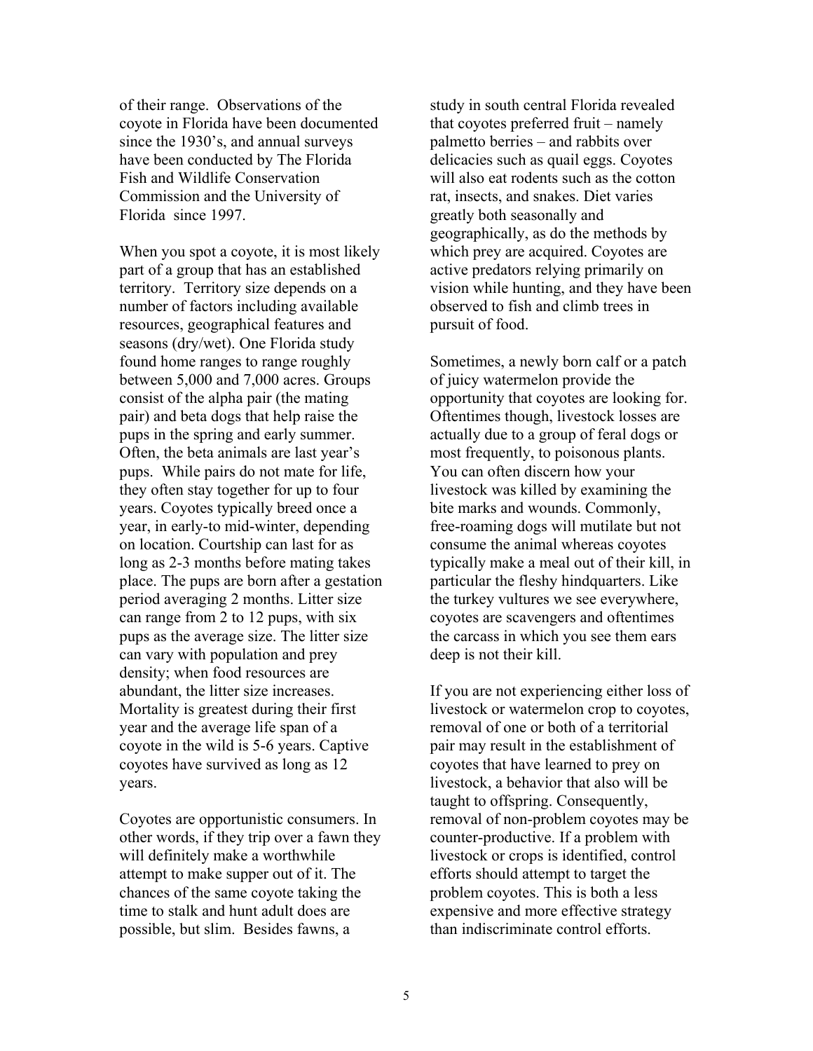of their range. Observations of the coyote in Florida have been documented since the 1930's, and annual surveys have been conducted by The Florida Fish and Wildlife Conservation Commission and the University of Florida since 1997.

When you spot a coyote, it is most likely part of a group that has an established territory. Territory size depends on a number of factors including available resources, geographical features and seasons (dry/wet). One Florida study found home ranges to range roughly between 5,000 and 7,000 acres. Groups consist of the alpha pair (the mating pair) and beta dogs that help raise the pups in the spring and early summer. Often, the beta animals are last year's pups. While pairs do not mate for life, they often stay together for up to four years. Coyotes typically breed once a year, in early-to mid-winter, depending on location. Courtship can last for as long as 2-3 months before mating takes place. The pups are born after a gestation period averaging 2 months. Litter size can range from 2 to 12 pups, with six pups as the average size. The litter size can vary with population and prey density; when food resources are abundant, the litter size increases. Mortality is greatest during their first year and the average life span of a coyote in the wild is 5-6 years. Captive coyotes have survived as long as 12 years.

Coyotes are opportunistic consumers. In other words, if they trip over a fawn they will definitely make a worthwhile attempt to make supper out of it. The chances of the same coyote taking the time to stalk and hunt adult does are possible, but slim. Besides fawns, a study in south central Florida revealed that coyotes preferred fruit – namely palmetto berries – and rabbits over delicacies such as quail eggs. Coyotes will also eat rodents such as the cotton rat, insects, and snakes. Diet varies greatly both seasonally and geographically, as do the methods by which prey are acquired. Coyotes are active predators relying primarily on vision while hunting, and they have been observed to fish and climb trees in pursuit of food.

Sometimes, a newly born calf or a patch of juicy watermelon provide the opportunity that coyotes are looking for. Oftentimes though, livestock losses are actually due to a group of feral dogs or most frequently, to poisonous plants. You can often discern how your livestock was killed by examining the bite marks and wounds. Commonly, free-roaming dogs will mutilate but not consume the animal whereas coyotes typically make a meal out of their kill, in particular the fleshy hindquarters. Like the turkey vultures we see everywhere, coyotes are scavengers and oftentimes the carcass in which you see them ears deep is not their kill.

If you are not experiencing either loss of livestock or watermelon crop to coyotes, removal of one or both of a territorial pair may result in the establishment of coyotes that have learned to prey on livestock, a behavior that also will be taught to offspring. Consequently, removal of non-problem coyotes may be counter-productive. If a problem with livestock or crops is identified, control efforts should attempt to target the problem coyotes. This is both a less expensive and more effective strategy than indiscriminate control efforts.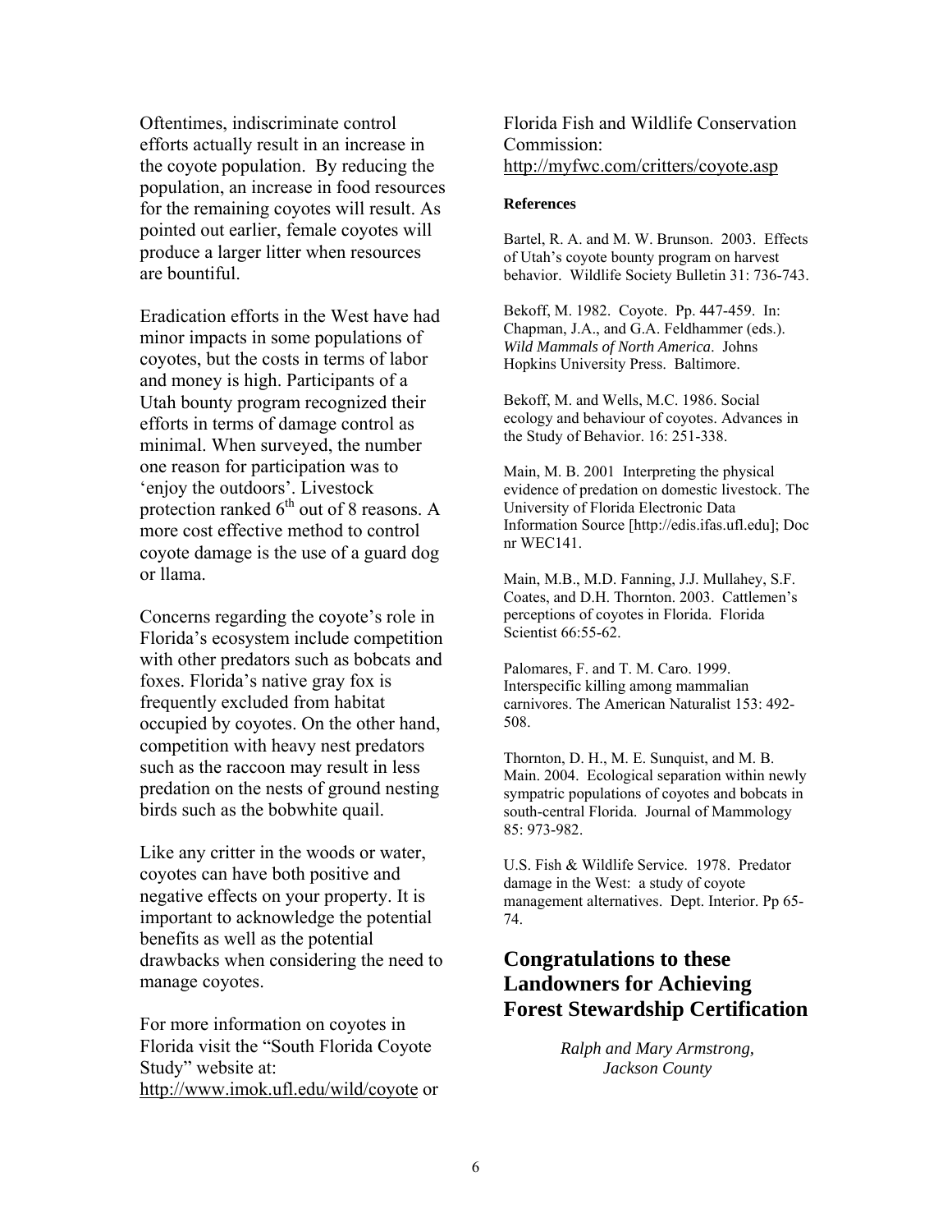Oftentimes, indiscriminate control efforts actually result in an increase in the coyote population. By reducing the population, an increase in food resources for the remaining coyotes will result. As pointed out earlier, female coyotes will produce a larger litter when resources are bountiful.

Eradication efforts in the West have had minor impacts in some populations of coyotes, but the costs in terms of labor and money is high. Participants of a Utah bounty program recognized their efforts in terms of damage control as minimal. When surveyed, the number one reason for participation was to 'enjoy the outdoors'. Livestock protection ranked 6th out of 8 reasons. A more cost effective method to control coyote damage is the use of a guard dog or llama.

Concerns regarding the coyote's role in Florida's ecosystem include competition with other predators such as bobcats and foxes. Florida's native gray fox is frequently excluded from habitat occupied by coyotes. On the other hand, competition with heavy nest predators such as the raccoon may result in less predation on the nests of ground nesting birds such as the bobwhite quail.

Like any critter in the woods or water, coyotes can have both positive and negative effects on your property. It is important to acknowledge the potential benefits as well as the potential drawbacks when considering the need to manage coyotes.

For more information on coyotes in Florida visit the "South Florida Coyote Study" website at: http://www.imok.ufl.edu/wild/coyote or Florida Fish and Wildlife Conservation Commission: http://myfwc.com/critters/coyote.asp

**References**

Bartel, R. A. and M. W. Brunson. 2003. Effects of Utah's coyote bounty program on harvest behavior. Wildlife Society Bulletin 31: 736-743.

Bekoff, M. 1982. Coyote. Pp. 447-459. In: Chapman, J.A., and G.A. Feldhammer (eds.). *Wild Mammals of North America*. Johns Hopkins University Press. Baltimore.

Bekoff, M. and Wells, M.C. 1986. Social ecology and behaviour of coyotes. Advances in the Study of Behavior. 16: 251-338.

Main, M. B. 2001 Interpreting the physical evidence of predation on domestic livestock. The University of Florida Electronic Data Information Source [http://edis.ifas.ufl.edu]; Doc nr WEC141.

Main, M.B., M.D. Fanning, J.J. Mullahey, S.F. Coates, and D.H. Thornton. 2003. Cattlemen's perceptions of coyotes in Florida. Florida Scientist 66:55-62.

Palomares, F. and T. M. Caro. 1999. Interspecific killing among mammalian carnivores. The American Naturalist 153: 492-508.

Thornton, D. H., M. E. Sunquist, and M. B. Main. 2004. Ecological separation within newly sympatric populations of coyotes and bobcats in south-central Florida. Journal of Mammology 85: 973-982.

U.S. Fish & Wildlife Service. 1978. Predator damage in the West: a study of coyote management alternatives. Dept. Interior. Pp 65-74.

## Congratulations to these Landowners for Achieving Forest Stewardship Certification

*Ralph and Mary Armstrong, Jackson County*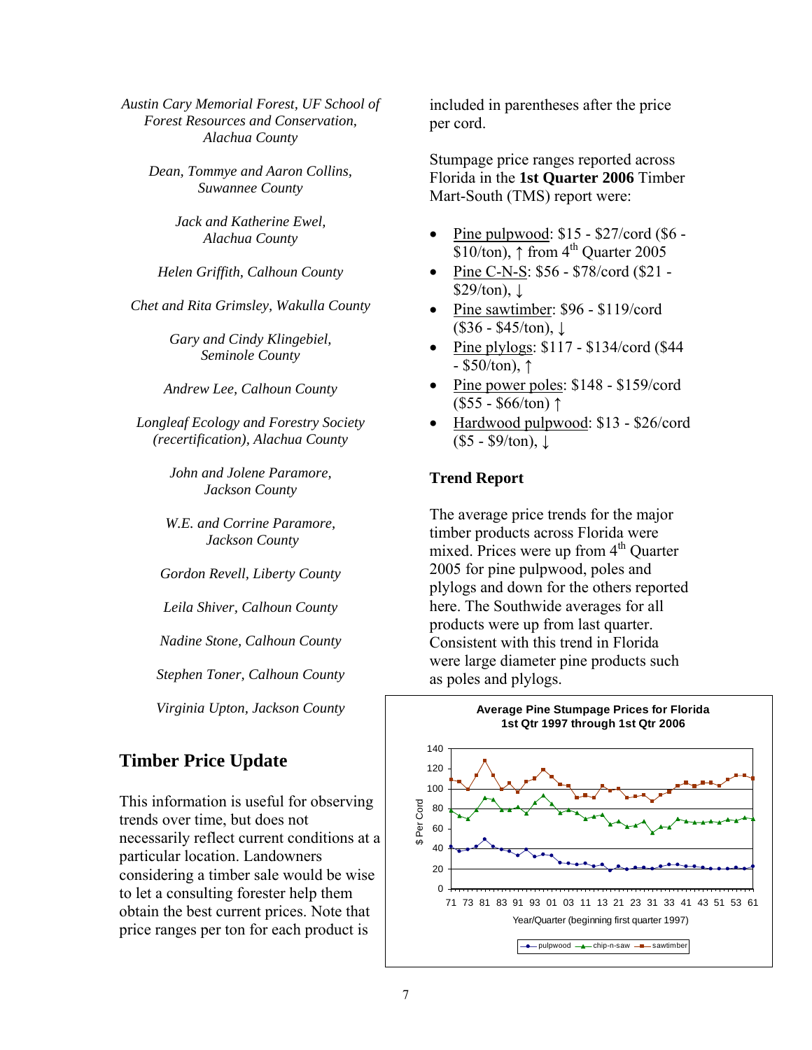*Austin Cary Memorial Forest, UF School of Forest Resources and Conservation, Alachua County*

*Dean, Tommye and Aaron Collins, Suwannee County*

*Jack and Katherine Ewel, Alachua County*

*Helen Griffith, Calhoun County*

*Chet and Rita Grimsley, Wakulla County*

*Gary and Cindy Klingebiel, Seminole County*

*Andrew Lee, Calhoun County*

*Longleaf Ecology and Forestry Society (recertification), Alachua County*

*John and Jolene Paramore, Jackson County*

*W.E. and Corrine Paramore, Jackson County*

*Gordon Revell, Liberty County*

*Leila Shiver, Calhoun County*

*Nadine Stone, Calhoun County*

*Stephen Toner, Calhoun County*

*Virginia Upton, Jackson County*

## Timber Price Update

This information is useful for observing trends over time, but does not necessarily reflect current conditions at a particular location. Landowners considering a timber sale would be wise to let a consulting forester help them obtain the best current prices. Note that price ranges per ton for each product is included in parentheses after the price per cord.

Stumpage price ranges reported across Florida in the **1st Quarter 2006** Timber Mart-South (TMS) report were:

- Pine pulpwood: $15 - $27/cord ($6 - $10/ton), ↑ from 4th Quarter 2005
- Pine C-N-S: $56 - $78/cord ($21 - $29/ton), ↓
- Pine sawtimber: $96 - $119/cord ($36 - $45/ton), ↓
- Pine plylogs: $117 - $134/cord ($44 - $50/ton), ↑
- Pine power poles: $148 - $159/cord ($55 - $66/ton) ↑
- Hardwood pulpwood: $13 - $26/cord ($5 - $9/ton), ↓

**Trend Report**

The average price trends for the major timber products across Florida were mixed. Prices were up from 4th Quarter 2005 for pine pulpwood, poles and plylogs and down for the others reported here. The Southwide averages for all products were up from last quarter. Consistent with this trend in Florida were large diameter pine products such as poles and plylogs.

**Average Pine Stumpage Prices for Florida**
**1st Qtr 1997 through 1st Qtr 2006**

$ Per Cord

0
20
40
60
80
100
120
140

71 73 81 83 91 93 01 03 11 13 21 23 31 33 41 43 51 53 61

Year/Quarter (beginning first quarter 1997)

pulpwood   chip-n-saw   sawtimber